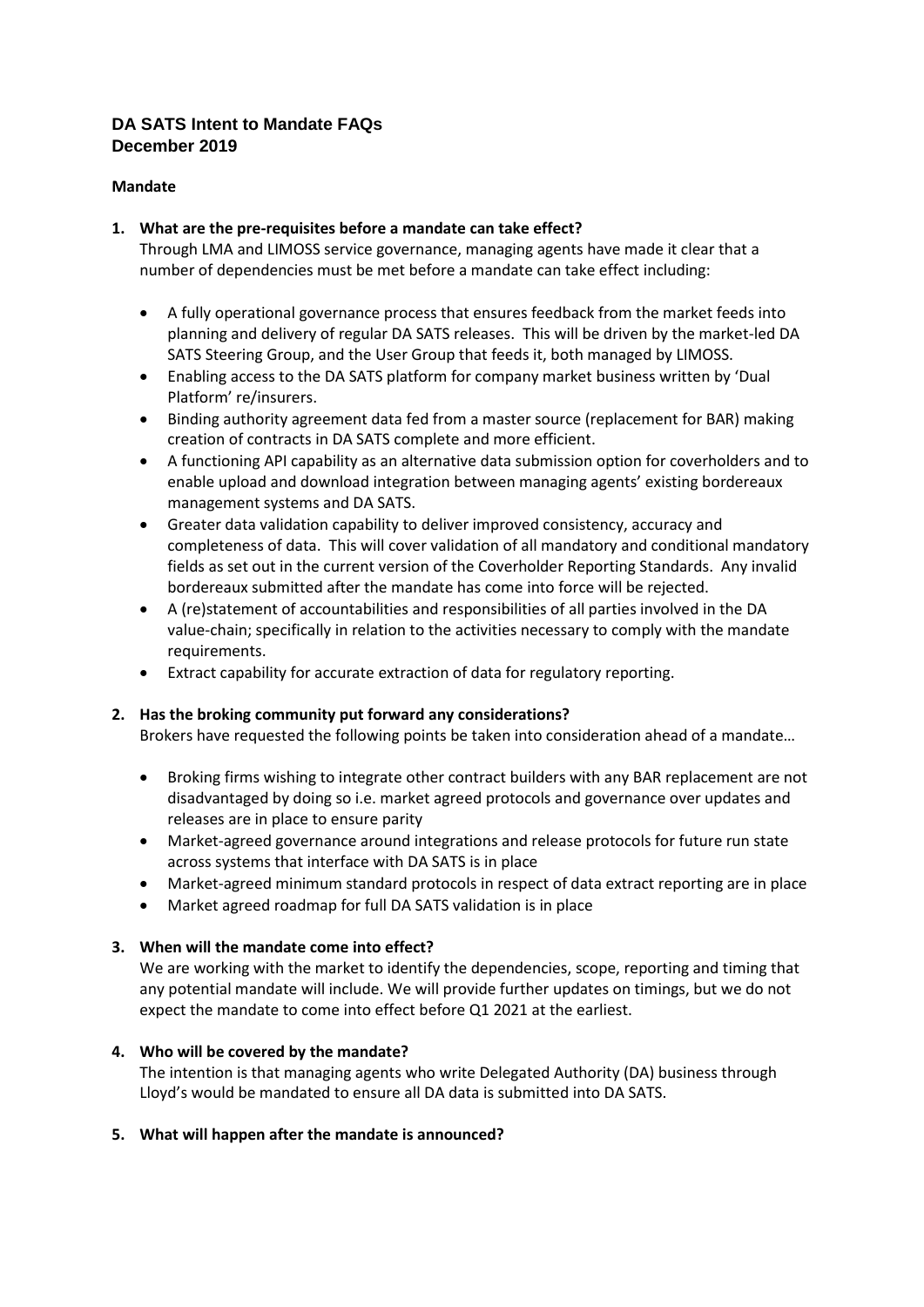# DA SATS Intent to Mandate FAQs
# December 2019

**Mandate**

1. **What are the pre-requisites before a mandate can take effect?**
   Through LMA and LIMOSS service governance, managing agents have made it clear that a number of dependencies must be met before a mandate can take effect including:

   - A fully operational governance process that ensures feedback from the market feeds into planning and delivery of regular DA SATS releases. This will be driven by the market-led DA SATS Steering Group, and the User Group that feeds it, both managed by LIMOSS.
   - Enabling access to the DA SATS platform for company market business written by 'Dual Platform' re/insurers.
   - Binding authority agreement data fed from a master source (replacement for BAR) making creation of contracts in DA SATS complete and more efficient.
   - A functioning API capability as an alternative data submission option for coverholders and to enable upload and download integration between managing agents' existing bordereaux management systems and DA SATS.
   - Greater data validation capability to deliver improved consistency, accuracy and completeness of data. This will cover validation of all mandatory and conditional mandatory fields as set out in the current version of the Coverholder Reporting Standards. Any invalid bordereaux submitted after the mandate has come into force will be rejected.
   - A (re)statement of accountabilities and responsibilities of all parties involved in the DA value-chain; specifically in relation to the activities necessary to comply with the mandate requirements.
   - Extract capability for accurate extraction of data for regulatory reporting.

2. **Has the broking community put forward any considerations?**
   Brokers have requested the following points be taken into consideration ahead of a mandate…

   - Broking firms wishing to integrate other contract builders with any BAR replacement are not disadvantaged by doing so i.e. market agreed protocols and governance over updates and releases are in place to ensure parity
   - Market-agreed governance around integrations and release protocols for future run state across systems that interface with DA SATS is in place
   - Market-agreed minimum standard protocols in respect of data extract reporting are in place
   - Market agreed roadmap for full DA SATS validation is in place

3. **When will the mandate come into effect?**
   We are working with the market to identify the dependencies, scope, reporting and timing that any potential mandate will include. We will provide further updates on timings, but we do not expect the mandate to come into effect before Q1 2021 at the earliest.

4. **Who will be covered by the mandate?**
   The intention is that managing agents who write Delegated Authority (DA) business through Lloyd's would be mandated to ensure all DA data is submitted into DA SATS.

5. **What will happen after the mandate is announced?**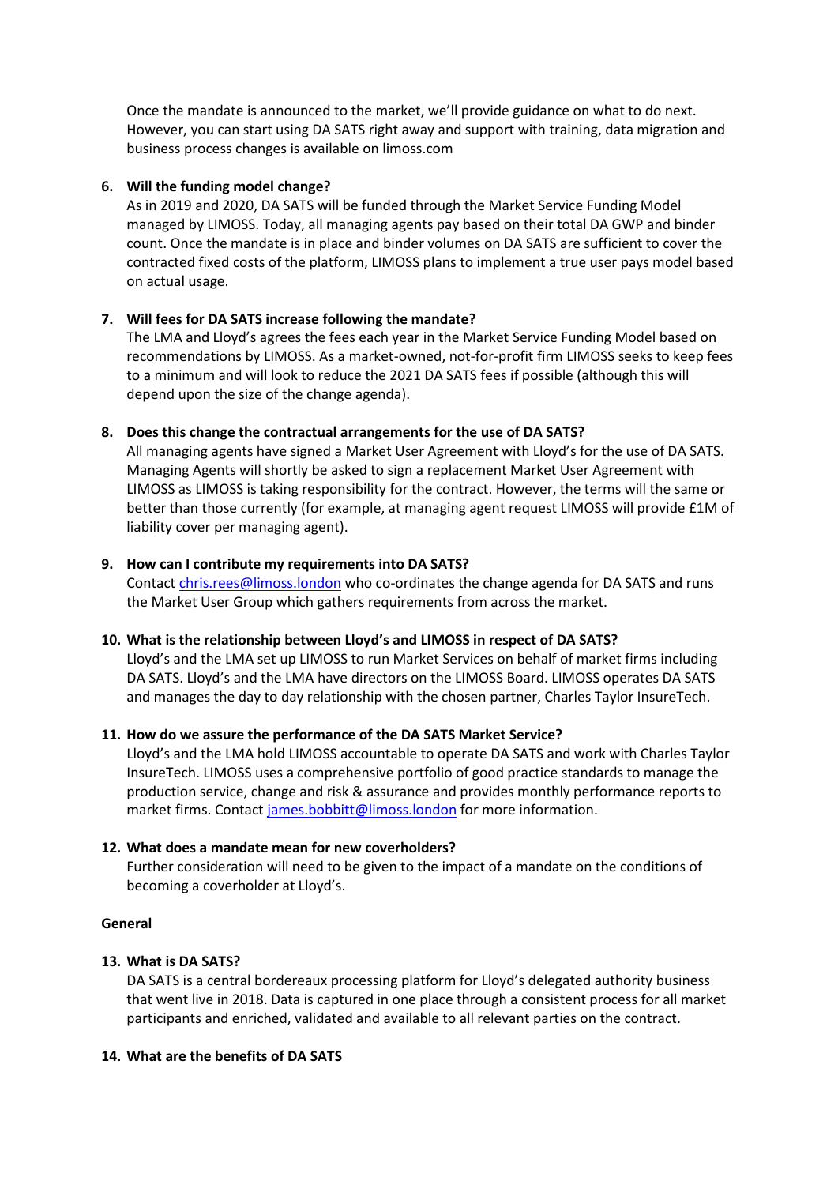Once the mandate is announced to the market, we'll provide guidance on what to do next. However, you can start using DA SATS right away and support with training, data migration and business process changes is available on limoss.com

6. **Will the funding model change?**
   As in 2019 and 2020, DA SATS will be funded through the Market Service Funding Model managed by LIMOSS. Today, all managing agents pay based on their total DA GWP and binder count. Once the mandate is in place and binder volumes on DA SATS are sufficient to cover the contracted fixed costs of the platform, LIMOSS plans to implement a true user pays model based on actual usage.

7. **Will fees for DA SATS increase following the mandate?**
   The LMA and Lloyd's agrees the fees each year in the Market Service Funding Model based on recommendations by LIMOSS. As a market-owned, not-for-profit firm LIMOSS seeks to keep fees to a minimum and will look to reduce the 2021 DA SATS fees if possible (although this will depend upon the size of the change agenda).

8. **Does this change the contractual arrangements for the use of DA SATS?**
   All managing agents have signed a Market User Agreement with Lloyd's for the use of DA SATS. Managing Agents will shortly be asked to sign a replacement Market User Agreement with LIMOSS as LIMOSS is taking responsibility for the contract. However, the terms will the same or better than those currently (for example, at managing agent request LIMOSS will provide £1M of liability cover per managing agent).

9. **How can I contribute my requirements into DA SATS?**
   Contact chris.rees@limoss.london who co-ordinates the change agenda for DA SATS and runs the Market User Group which gathers requirements from across the market.

10. **What is the relationship between Lloyd's and LIMOSS in respect of DA SATS?**
    Lloyd's and the LMA set up LIMOSS to run Market Services on behalf of market firms including DA SATS. Lloyd's and the LMA have directors on the LIMOSS Board. LIMOSS operates DA SATS and manages the day to day relationship with the chosen partner, Charles Taylor InsureTech.

11. **How do we assure the performance of the DA SATS Market Service?**
    Lloyd's and the LMA hold LIMOSS accountable to operate DA SATS and work with Charles Taylor InsureTech. LIMOSS uses a comprehensive portfolio of good practice standards to manage the production service, change and risk & assurance and provides monthly performance reports to market firms. Contact james.bobbitt@limoss.london for more information.

12. **What does a mandate mean for new coverholders?**
    Further consideration will need to be given to the impact of a mandate on the conditions of becoming a coverholder at Lloyd's.

**General**

13. **What is DA SATS?**
    DA SATS is a central bordereaux processing platform for Lloyd's delegated authority business that went live in 2018. Data is captured in one place through a consistent process for all market participants and enriched, validated and available to all relevant parties on the contract.

14. **What are the benefits of DA SATS**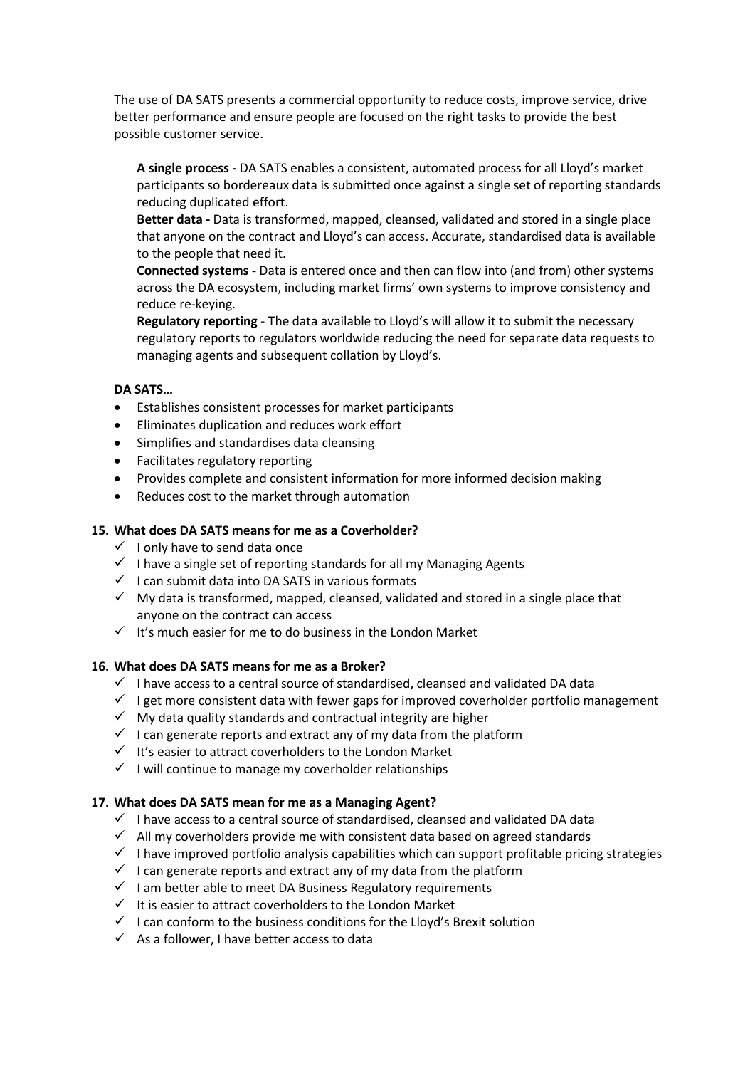The use of DA SATS presents a commercial opportunity to reduce costs, improve service, drive better performance and ensure people are focused on the right tasks to provide the best possible customer service.

**A single process -** DA SATS enables a consistent, automated process for all Lloyd's market participants so bordereaux data is submitted once against a single set of reporting standards reducing duplicated effort.
**Better data -** Data is transformed, mapped, cleansed, validated and stored in a single place that anyone on the contract and Lloyd's can access. Accurate, standardised data is available to the people that need it.
**Connected systems -** Data is entered once and then can flow into (and from) other systems across the DA ecosystem, including market firms' own systems to improve consistency and reduce re-keying.
**Regulatory reporting** - The data available to Lloyd's will allow it to submit the necessary regulatory reports to regulators worldwide reducing the need for separate data requests to managing agents and subsequent collation by Lloyd's.

**DA SATS…**

- Establishes consistent processes for market participants
- Eliminates duplication and reduces work effort
- Simplifies and standardises data cleansing
- Facilitates regulatory reporting
- Provides complete and consistent information for more informed decision making
- Reduces cost to the market through automation

**15. What does DA SATS means for me as a Coverholder?**

- ✓ I only have to send data once
- ✓ I have a single set of reporting standards for all my Managing Agents
- ✓ I can submit data into DA SATS in various formats
- ✓ My data is transformed, mapped, cleansed, validated and stored in a single place that anyone on the contract can access
- ✓ It's much easier for me to do business in the London Market

**16. What does DA SATS means for me as a Broker?**

- ✓ I have access to a central source of standardised, cleansed and validated DA data
- ✓ I get more consistent data with fewer gaps for improved coverholder portfolio management
- ✓ My data quality standards and contractual integrity are higher
- ✓ I can generate reports and extract any of my data from the platform
- ✓ It's easier to attract coverholders to the London Market
- ✓ I will continue to manage my coverholder relationships

**17. What does DA SATS mean for me as a Managing Agent?**

- ✓ I have access to a central source of standardised, cleansed and validated DA data
- ✓ All my coverholders provide me with consistent data based on agreed standards
- ✓ I have improved portfolio analysis capabilities which can support profitable pricing strategies
- ✓ I can generate reports and extract any of my data from the platform
- ✓ I am better able to meet DA Business Regulatory requirements
- ✓ It is easier to attract coverholders to the London Market
- ✓ I can conform to the business conditions for the Lloyd's Brexit solution
- ✓ As a follower, I have better access to data